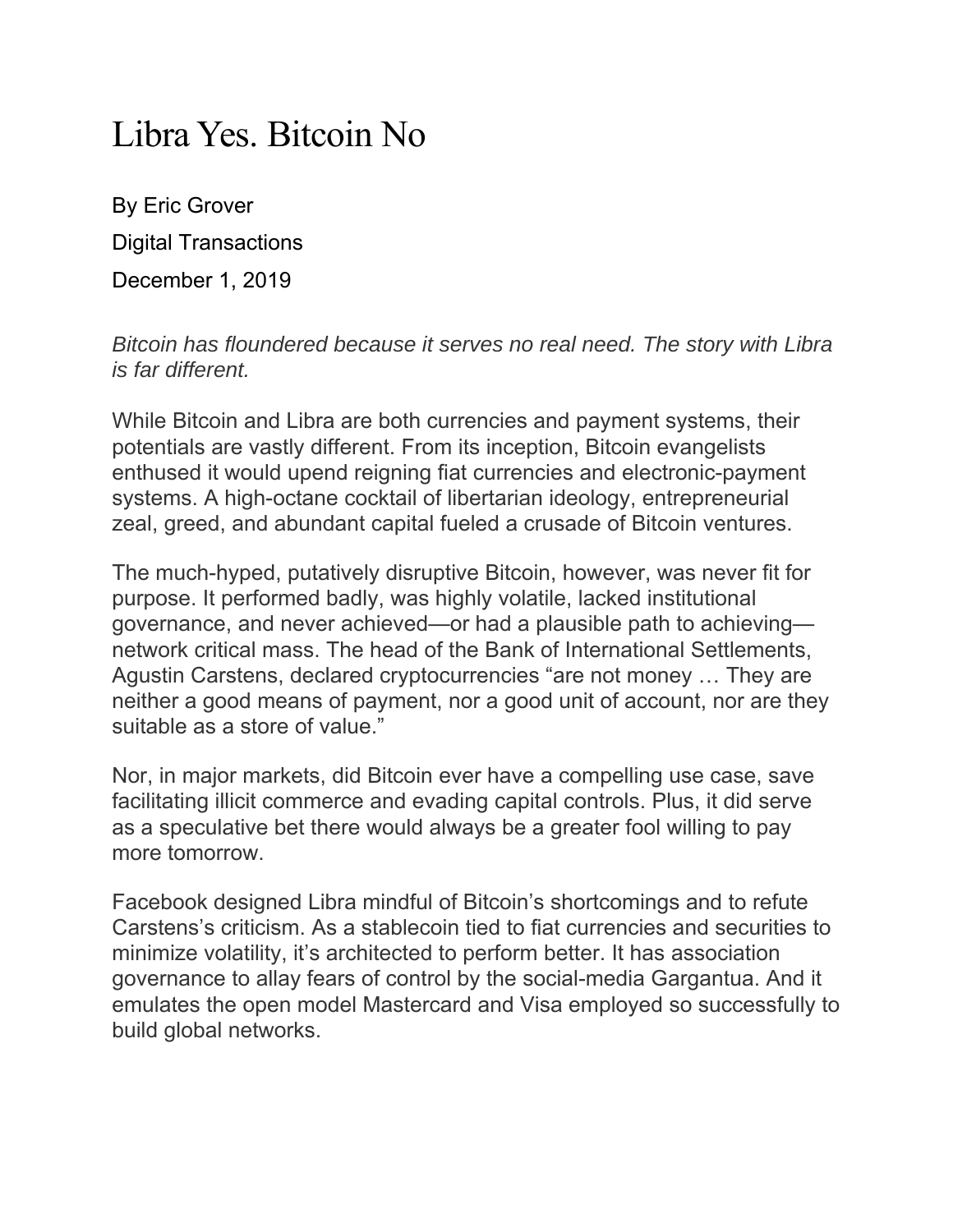# Libra Yes. Bitcoin No

By Eric Grover

Digital Transactions

December 1, 2019

*Bitcoin has floundered because it serves no real need. The story with Libra is far different.*

While Bitcoin and Libra are both currencies and payment systems, their potentials are vastly different. From its inception, Bitcoin evangelists enthused it would upend reigning fiat currencies and electronic-payment systems. A high-octane cocktail of libertarian ideology, entrepreneurial zeal, greed, and abundant capital fueled a crusade of Bitcoin ventures.

The much-hyped, putatively disruptive Bitcoin, however, was never fit for purpose. It performed badly, was highly volatile, lacked institutional governance, and never achieved—or had a plausible path to achieving—network critical mass. The head of the Bank of International Settlements, Agustin Carstens, declared cryptocurrencies "are not money … They are neither a good means of payment, nor a good unit of account, nor are they suitable as a store of value."

Nor, in major markets, did Bitcoin ever have a compelling use case, save facilitating illicit commerce and evading capital controls. Plus, it did serve as a speculative bet there would always be a greater fool willing to pay more tomorrow.

Facebook designed Libra mindful of Bitcoin's shortcomings and to refute Carstens's criticism. As a stablecoin tied to fiat currencies and securities to minimize volatility, it's architected to perform better. It has association governance to allay fears of control by the social-media Gargantua. And it emulates the open model Mastercard and Visa employed so successfully to build global networks.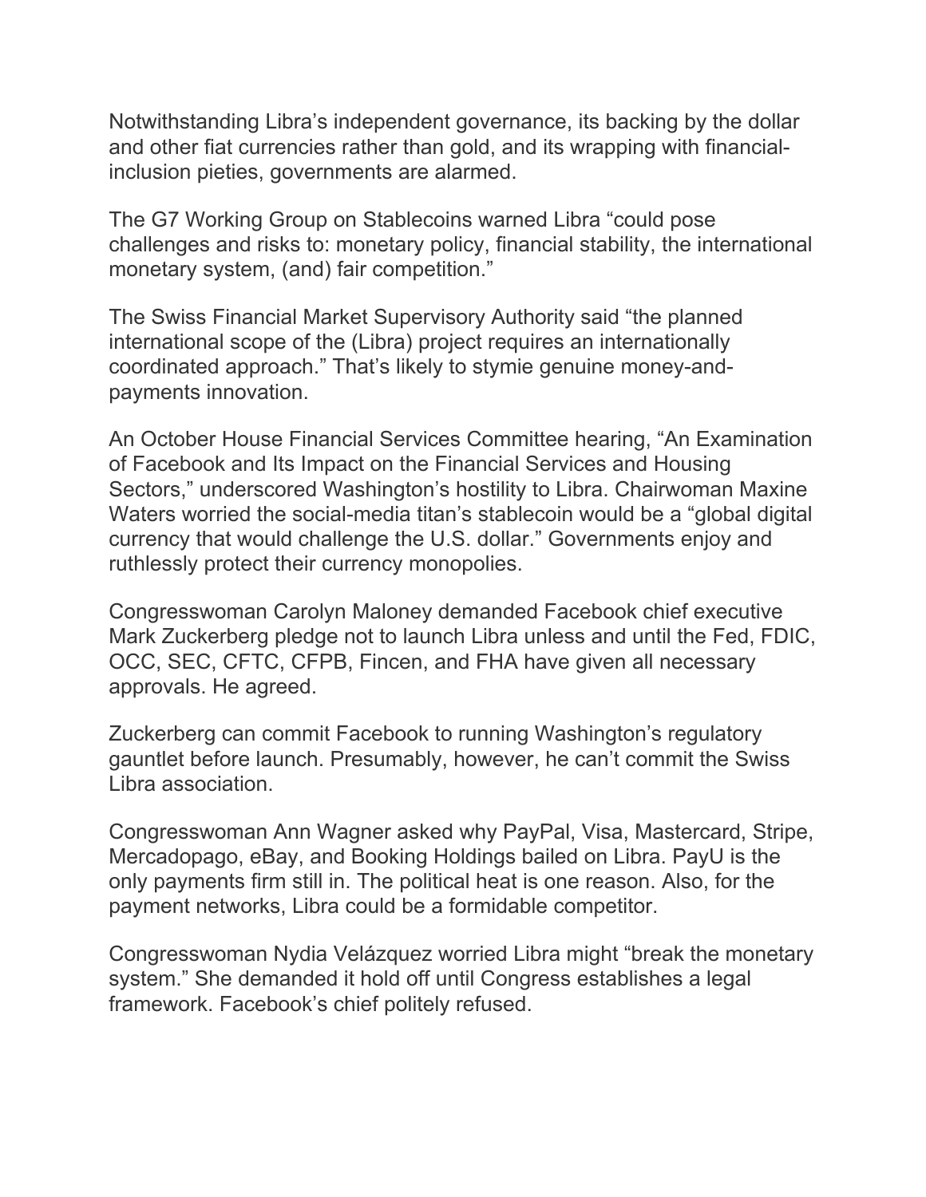Notwithstanding Libra's independent governance, its backing by the dollar and other fiat currencies rather than gold, and its wrapping with financial-inclusion pieties, governments are alarmed.

The G7 Working Group on Stablecoins warned Libra "could pose challenges and risks to: monetary policy, financial stability, the international monetary system, (and) fair competition."

The Swiss Financial Market Supervisory Authority said "the planned international scope of the (Libra) project requires an internationally coordinated approach." That's likely to stymie genuine money-and-payments innovation.

An October House Financial Services Committee hearing, "An Examination of Facebook and Its Impact on the Financial Services and Housing Sectors," underscored Washington's hostility to Libra. Chairwoman Maxine Waters worried the social-media titan's stablecoin would be a "global digital currency that would challenge the U.S. dollar." Governments enjoy and ruthlessly protect their currency monopolies.

Congresswoman Carolyn Maloney demanded Facebook chief executive Mark Zuckerberg pledge not to launch Libra unless and until the Fed, FDIC, OCC, SEC, CFTC, CFPB, Fincen, and FHA have given all necessary approvals. He agreed.

Zuckerberg can commit Facebook to running Washington's regulatory gauntlet before launch. Presumably, however, he can't commit the Swiss Libra association.

Congresswoman Ann Wagner asked why PayPal, Visa, Mastercard, Stripe, Mercadopago, eBay, and Booking Holdings bailed on Libra. PayU is the only payments firm still in. The political heat is one reason. Also, for the payment networks, Libra could be a formidable competitor.

Congresswoman Nydia Velázquez worried Libra might "break the monetary system." She demanded it hold off until Congress establishes a legal framework. Facebook's chief politely refused.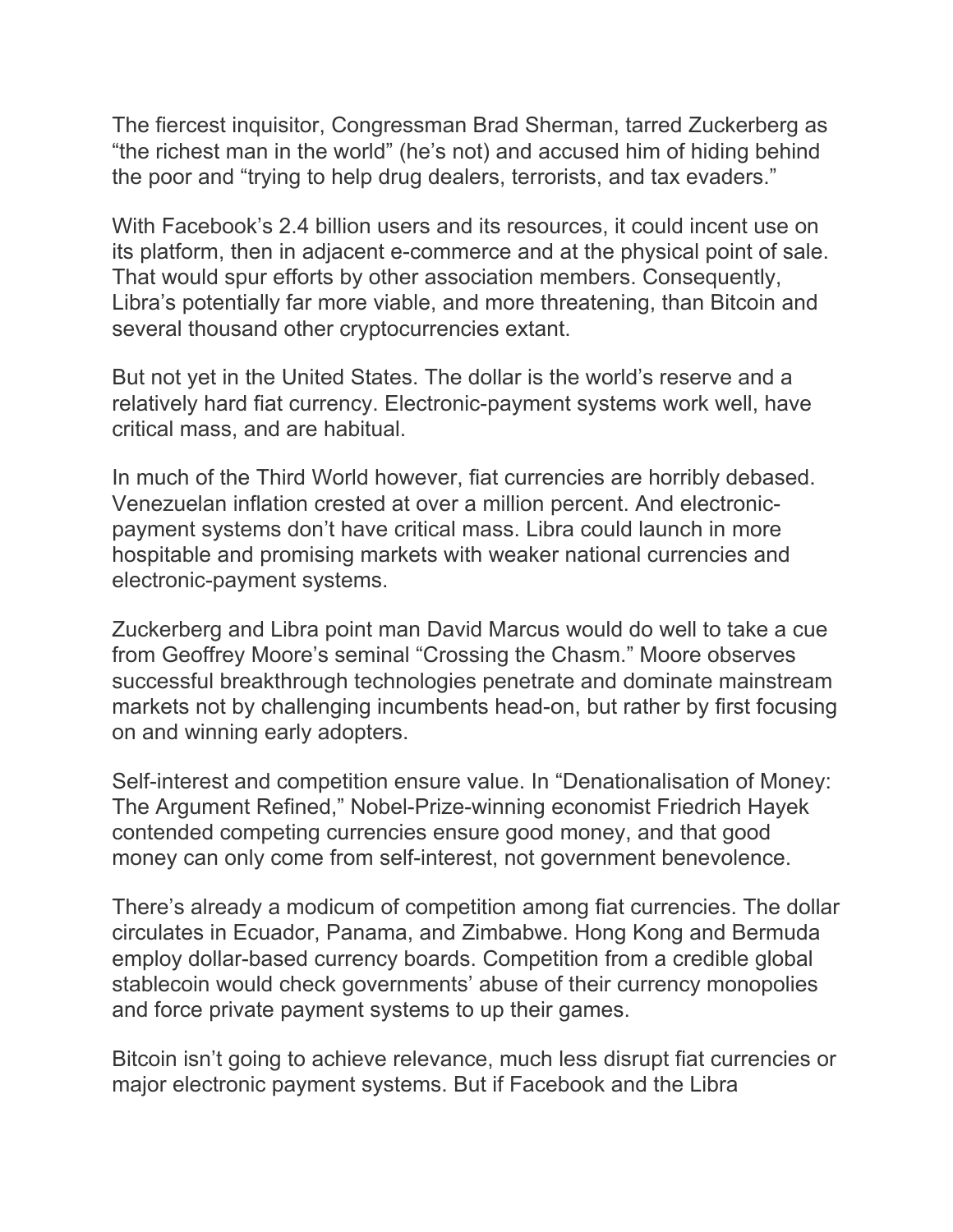The fiercest inquisitor, Congressman Brad Sherman, tarred Zuckerberg as “the richest man in the world” (he’s not) and accused him of hiding behind the poor and “trying to help drug dealers, terrorists, and tax evaders.”

With Facebook’s 2.4 billion users and its resources, it could incent use on its platform, then in adjacent e-commerce and at the physical point of sale. That would spur efforts by other association members. Consequently, Libra’s potentially far more viable, and more threatening, than Bitcoin and several thousand other cryptocurrencies extant.

But not yet in the United States. The dollar is the world’s reserve and a relatively hard fiat currency. Electronic-payment systems work well, have critical mass, and are habitual.

In much of the Third World however, fiat currencies are horribly debased. Venezuelan inflation crested at over a million percent. And electronic-payment systems don’t have critical mass. Libra could launch in more hospitable and promising markets with weaker national currencies and electronic-payment systems.

Zuckerberg and Libra point man David Marcus would do well to take a cue from Geoffrey Moore’s seminal “Crossing the Chasm.” Moore observes successful breakthrough technologies penetrate and dominate mainstream markets not by challenging incumbents head-on, but rather by first focusing on and winning early adopters.

Self-interest and competition ensure value. In “Denationalisation of Money: The Argument Refined,” Nobel-Prize-winning economist Friedrich Hayek contended competing currencies ensure good money, and that good money can only come from self-interest, not government benevolence.

There’s already a modicum of competition among fiat currencies. The dollar circulates in Ecuador, Panama, and Zimbabwe. Hong Kong and Bermuda employ dollar-based currency boards. Competition from a credible global stablecoin would check governments’ abuse of their currency monopolies and force private payment systems to up their games.

Bitcoin isn’t going to achieve relevance, much less disrupt fiat currencies or major electronic payment systems. But if Facebook and the Libra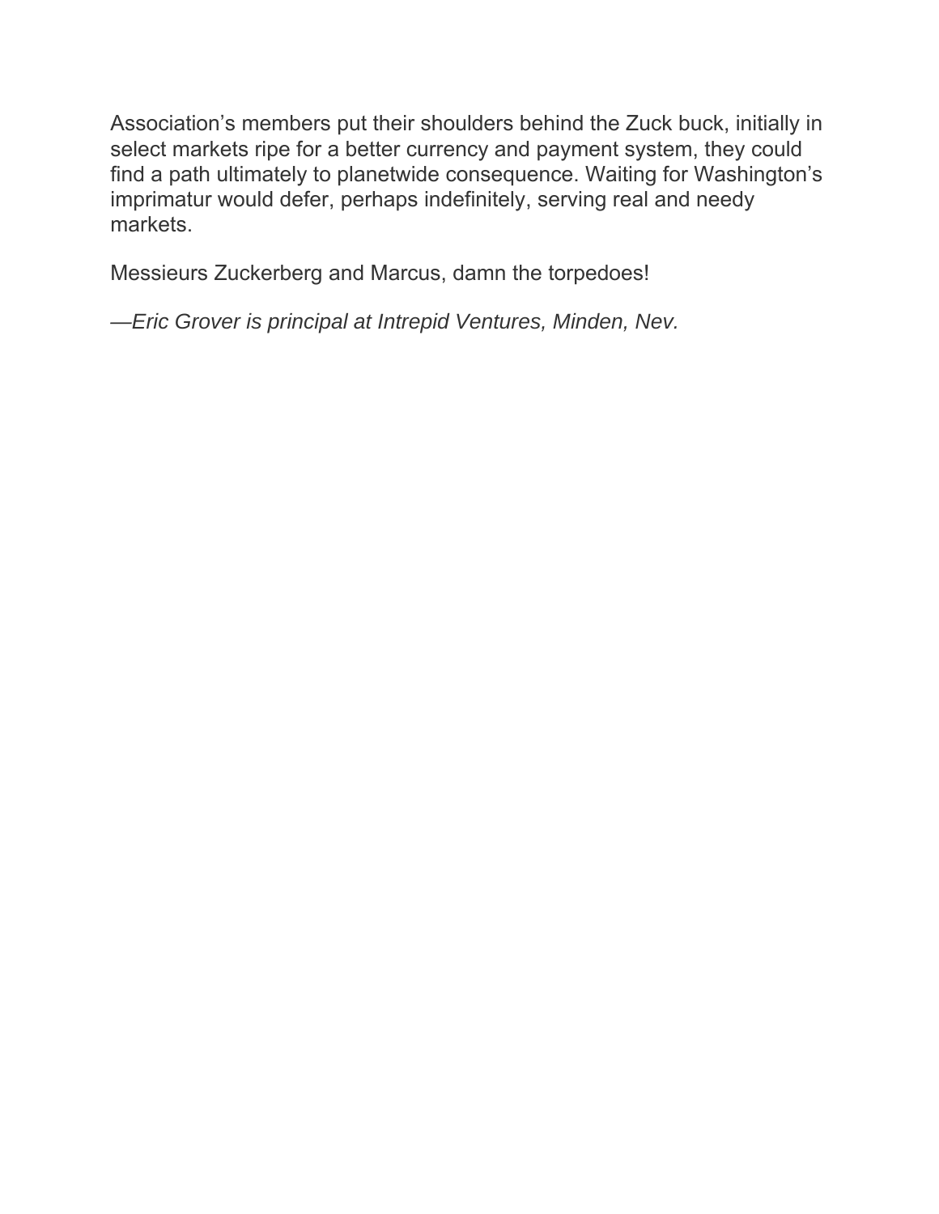Association’s members put their shoulders behind the Zuck buck, initially in select markets ripe for a better currency and payment system, they could find a path ultimately to planetwide consequence. Waiting for Washington’s imprimatur would defer, perhaps indefinitely, serving real and needy markets.

Messieurs Zuckerberg and Marcus, damn the torpedoes!

—*Eric Grover is principal at Intrepid Ventures, Minden, Nev.*